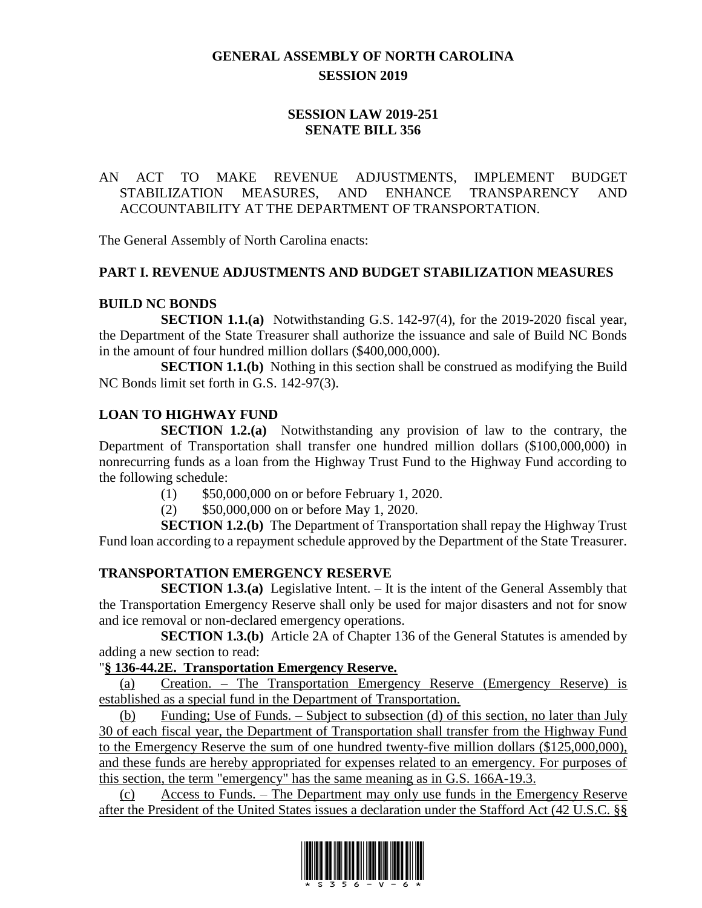# GENERAL ASSEMBLY OF NORTH CAROLINA
## SESSION 2019

## SESSION LAW 2019-251
## SENATE BILL 356

AN ACT TO MAKE REVENUE ADJUSTMENTS, IMPLEMENT BUDGET STABILIZATION MEASURES, AND ENHANCE TRANSPARENCY AND ACCOUNTABILITY AT THE DEPARTMENT OF TRANSPORTATION.

The General Assembly of North Carolina enacts:

### PART I. REVENUE ADJUSTMENTS AND BUDGET STABILIZATION MEASURES

#### BUILD NC BONDS

**SECTION 1.1.(a)** Notwithstanding G.S. 142-97(4), for the 2019-2020 fiscal year, the Department of the State Treasurer shall authorize the issuance and sale of Build NC Bonds in the amount of four hundred million dollars ($400,000,000).

**SECTION 1.1.(b)** Nothing in this section shall be construed as modifying the Build NC Bonds limit set forth in G.S. 142-97(3).

#### LOAN TO HIGHWAY FUND

**SECTION 1.2.(a)** Notwithstanding any provision of law to the contrary, the Department of Transportation shall transfer one hundred million dollars ($100,000,000) in nonrecurring funds as a loan from the Highway Trust Fund to the Highway Fund according to the following schedule:

(1) $50,000,000 on or before February 1, 2020.

(2) $50,000,000 on or before May 1, 2020.

**SECTION 1.2.(b)** The Department of Transportation shall repay the Highway Trust Fund loan according to a repayment schedule approved by the Department of the State Treasurer.

#### TRANSPORTATION EMERGENCY RESERVE

**SECTION 1.3.(a)** Legislative Intent. – It is the intent of the General Assembly that the Transportation Emergency Reserve shall only be used for major disasters and not for snow and ice removal or non-declared emergency operations.

**SECTION 1.3.(b)** Article 2A of Chapter 136 of the General Statutes is amended by adding a new section to read:

"**§ 136-44.2E. Transportation Emergency Reserve.**

(a) Creation. – The Transportation Emergency Reserve (Emergency Reserve) is established as a special fund in the Department of Transportation.

(b) Funding; Use of Funds. – Subject to subsection (d) of this section, no later than July 30 of each fiscal year, the Department of Transportation shall transfer from the Highway Fund to the Emergency Reserve the sum of one hundred twenty-five million dollars ($125,000,000), and these funds are hereby appropriated for expenses related to an emergency. For purposes of this section, the term "emergency" has the same meaning as in G.S. 166A-19.3.

(c) Access to Funds. – The Department may only use funds in the Emergency Reserve after the President of the United States issues a declaration under the Stafford Act (42 U.S.C. §§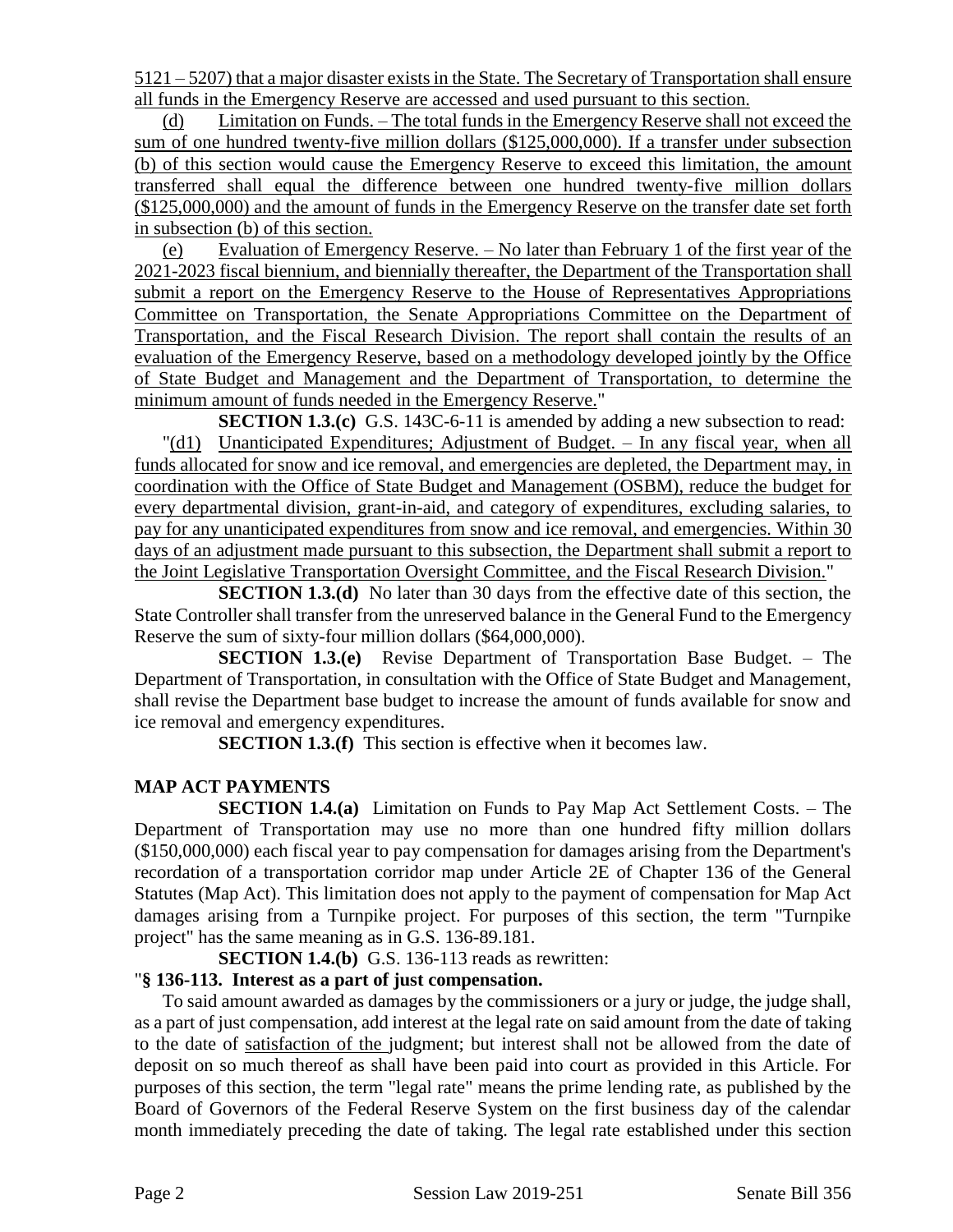5121 – 5207) that a major disaster exists in the State. The Secretary of Transportation shall ensure all funds in the Emergency Reserve are accessed and used pursuant to this section.

(d) Limitation on Funds. – The total funds in the Emergency Reserve shall not exceed the sum of one hundred twenty-five million dollars ($125,000,000). If a transfer under subsection (b) of this section would cause the Emergency Reserve to exceed this limitation, the amount transferred shall equal the difference between one hundred twenty-five million dollars ($125,000,000) and the amount of funds in the Emergency Reserve on the transfer date set forth in subsection (b) of this section.

(e) Evaluation of Emergency Reserve. – No later than February 1 of the first year of the 2021-2023 fiscal biennium, and biennially thereafter, the Department of the Transportation shall submit a report on the Emergency Reserve to the House of Representatives Appropriations Committee on Transportation, the Senate Appropriations Committee on the Department of Transportation, and the Fiscal Research Division. The report shall contain the results of an evaluation of the Emergency Reserve, based on a methodology developed jointly by the Office of State Budget and Management and the Department of Transportation, to determine the minimum amount of funds needed in the Emergency Reserve."

**SECTION 1.3.(c)** G.S. 143C-6-11 is amended by adding a new subsection to read:

"(d1) Unanticipated Expenditures; Adjustment of Budget. – In any fiscal year, when all funds allocated for snow and ice removal, and emergencies are depleted, the Department may, in coordination with the Office of State Budget and Management (OSBM), reduce the budget for every departmental division, grant-in-aid, and category of expenditures, excluding salaries, to pay for any unanticipated expenditures from snow and ice removal, and emergencies. Within 30 days of an adjustment made pursuant to this subsection, the Department shall submit a report to the Joint Legislative Transportation Oversight Committee, and the Fiscal Research Division."

**SECTION 1.3.(d)** No later than 30 days from the effective date of this section, the State Controller shall transfer from the unreserved balance in the General Fund to the Emergency Reserve the sum of sixty-four million dollars ($64,000,000).

**SECTION 1.3.(e)** Revise Department of Transportation Base Budget. – The Department of Transportation, in consultation with the Office of State Budget and Management, shall revise the Department base budget to increase the amount of funds available for snow and ice removal and emergency expenditures.

**SECTION 1.3.(f)** This section is effective when it becomes law.

**MAP ACT PAYMENTS**

**SECTION 1.4.(a)** Limitation on Funds to Pay Map Act Settlement Costs. – The Department of Transportation may use no more than one hundred fifty million dollars ($150,000,000) each fiscal year to pay compensation for damages arising from the Department's recordation of a transportation corridor map under Article 2E of Chapter 136 of the General Statutes (Map Act). This limitation does not apply to the payment of compensation for Map Act damages arising from a Turnpike project. For purposes of this section, the term "Turnpike project" has the same meaning as in G.S. 136-89.181.

**SECTION 1.4.(b)** G.S. 136-113 reads as rewritten:

"**§ 136-113. Interest as a part of just compensation.**

To said amount awarded as damages by the commissioners or a jury or judge, the judge shall, as a part of just compensation, add interest at the legal rate on said amount from the date of taking to the date of satisfaction of the judgment; but interest shall not be allowed from the date of deposit on so much thereof as shall have been paid into court as provided in this Article. For purposes of this section, the term "legal rate" means the prime lending rate, as published by the Board of Governors of the Federal Reserve System on the first business day of the calendar month immediately preceding the date of taking. The legal rate established under this section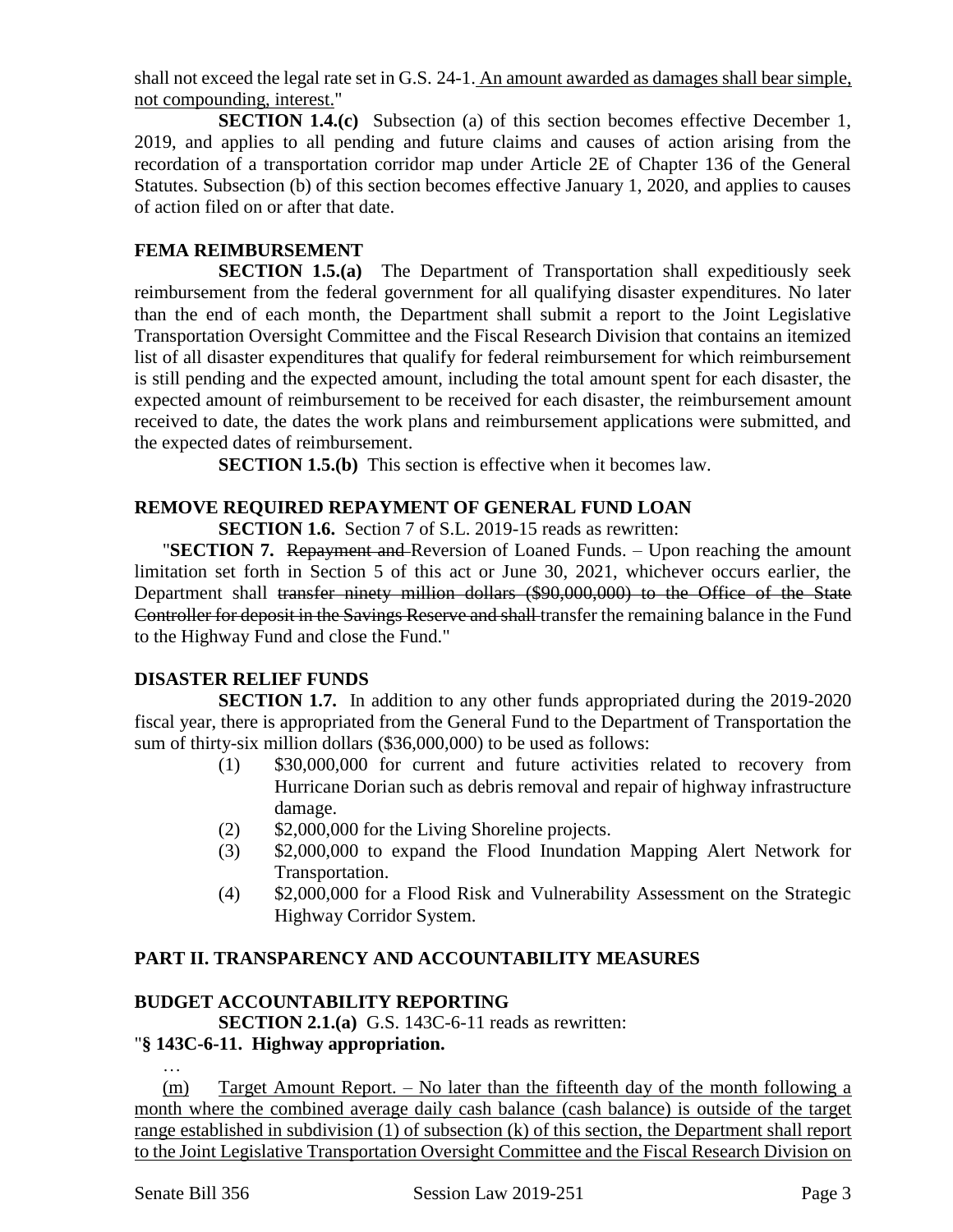shall not exceed the legal rate set in G.S. 24-1. <u>An amount awarded as damages shall bear simple, not compounding, interest.</u>"

**SECTION 1.4.(c)** Subsection (a) of this section becomes effective December 1, 2019, and applies to all pending and future claims and causes of action arising from the recordation of a transportation corridor map under Article 2E of Chapter 136 of the General Statutes. Subsection (b) of this section becomes effective January 1, 2020, and applies to causes of action filed on or after that date.

**FEMA REIMBURSEMENT**

**SECTION 1.5.(a)** The Department of Transportation shall expeditiously seek reimbursement from the federal government for all qualifying disaster expenditures. No later than the end of each month, the Department shall submit a report to the Joint Legislative Transportation Oversight Committee and the Fiscal Research Division that contains an itemized list of all disaster expenditures that qualify for federal reimbursement for which reimbursement is still pending and the expected amount, including the total amount spent for each disaster, the expected amount of reimbursement to be received for each disaster, the reimbursement amount received to date, the dates the work plans and reimbursement applications were submitted, and the expected dates of reimbursement.

**SECTION 1.5.(b)** This section is effective when it becomes law.

**REMOVE REQUIRED REPAYMENT OF GENERAL FUND LOAN**

**SECTION 1.6.** Section 7 of S.L. 2019-15 reads as rewritten:

"**SECTION 7.** ~~Repayment and~~ Reversion of Loaned Funds. – Upon reaching the amount limitation set forth in Section 5 of this act or June 30, 2021, whichever occurs earlier, the Department shall ~~transfer ninety million dollars ($90,000,000) to the Office of the State Controller for deposit in the Savings Reserve and shall~~ transfer the remaining balance in the Fund to the Highway Fund and close the Fund."

**DISASTER RELIEF FUNDS**

**SECTION 1.7.** In addition to any other funds appropriated during the 2019-2020 fiscal year, there is appropriated from the General Fund to the Department of Transportation the sum of thirty-six million dollars ($36,000,000) to be used as follows:

(1) $30,000,000 for current and future activities related to recovery from Hurricane Dorian such as debris removal and repair of highway infrastructure damage.

(2) $2,000,000 for the Living Shoreline projects.

(3) $2,000,000 to expand the Flood Inundation Mapping Alert Network for Transportation.

(4) $2,000,000 for a Flood Risk and Vulnerability Assessment on the Strategic Highway Corridor System.

## PART II. TRANSPARENCY AND ACCOUNTABILITY MEASURES

**BUDGET ACCOUNTABILITY REPORTING**

**SECTION 2.1.(a)** G.S. 143C-6-11 reads as rewritten:

"**§ 143C-6-11. Highway appropriation.**

…

<u>(m) Target Amount Report. – No later than the fifteenth day of the month following a month where the combined average daily cash balance (cash balance) is outside of the target range established in subdivision (1) of subsection (k) of this section, the Department shall report to the Joint Legislative Transportation Oversight Committee and the Fiscal Research Division on</u>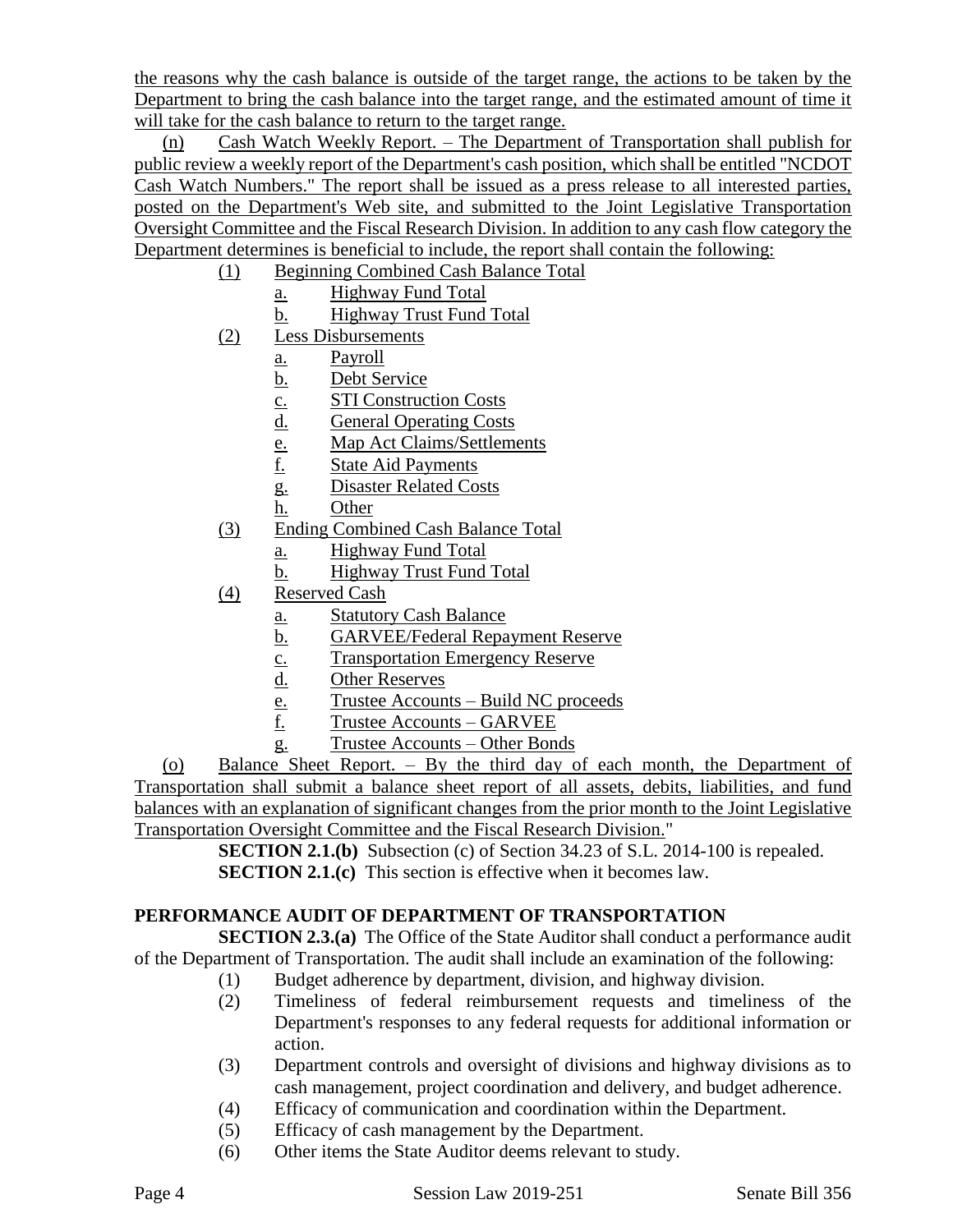the reasons why the cash balance is outside of the target range, the actions to be taken by the Department to bring the cash balance into the target range, and the estimated amount of time it will take for the cash balance to return to the target range.

(n) Cash Watch Weekly Report. – The Department of Transportation shall publish for public review a weekly report of the Department's cash position, which shall be entitled "NCDOT Cash Watch Numbers." The report shall be issued as a press release to all interested parties, posted on the Department's Web site, and submitted to the Joint Legislative Transportation Oversight Committee and the Fiscal Research Division. In addition to any cash flow category the Department determines is beneficial to include, the report shall contain the following:

- (1) Beginning Combined Cash Balance Total
  - a. Highway Fund Total
  - b. Highway Trust Fund Total
- (2) Less Disbursements
  - a. Payroll
  - b. Debt Service
  - c. STI Construction Costs
  - d. General Operating Costs
  - e. Map Act Claims/Settlements
  - f. State Aid Payments
  - g. Disaster Related Costs
  - h. Other
- (3) Ending Combined Cash Balance Total
  - a. Highway Fund Total
  - b. Highway Trust Fund Total
- (4) Reserved Cash
  - a. Statutory Cash Balance
  - b. GARVEE/Federal Repayment Reserve
  - c. Transportation Emergency Reserve
  - d. Other Reserves
  - e. Trustee Accounts – Build NC proceeds
  - f. Trustee Accounts – GARVEE
  - g. Trustee Accounts – Other Bonds

(o) Balance Sheet Report. – By the third day of each month, the Department of Transportation shall submit a balance sheet report of all assets, debits, liabilities, and fund balances with an explanation of significant changes from the prior month to the Joint Legislative Transportation Oversight Committee and the Fiscal Research Division."

**SECTION 2.1.(b)** Subsection (c) of Section 34.23 of S.L. 2014-100 is repealed.

**SECTION 2.1.(c)** This section is effective when it becomes law.

**PERFORMANCE AUDIT OF DEPARTMENT OF TRANSPORTATION**

**SECTION 2.3.(a)** The Office of the State Auditor shall conduct a performance audit of the Department of Transportation. The audit shall include an examination of the following:

- (1) Budget adherence by department, division, and highway division.
- (2) Timeliness of federal reimbursement requests and timeliness of the Department's responses to any federal requests for additional information or action.
- (3) Department controls and oversight of divisions and highway divisions as to cash management, project coordination and delivery, and budget adherence.
- (4) Efficacy of communication and coordination within the Department.
- (5) Efficacy of cash management by the Department.
- (6) Other items the State Auditor deems relevant to study.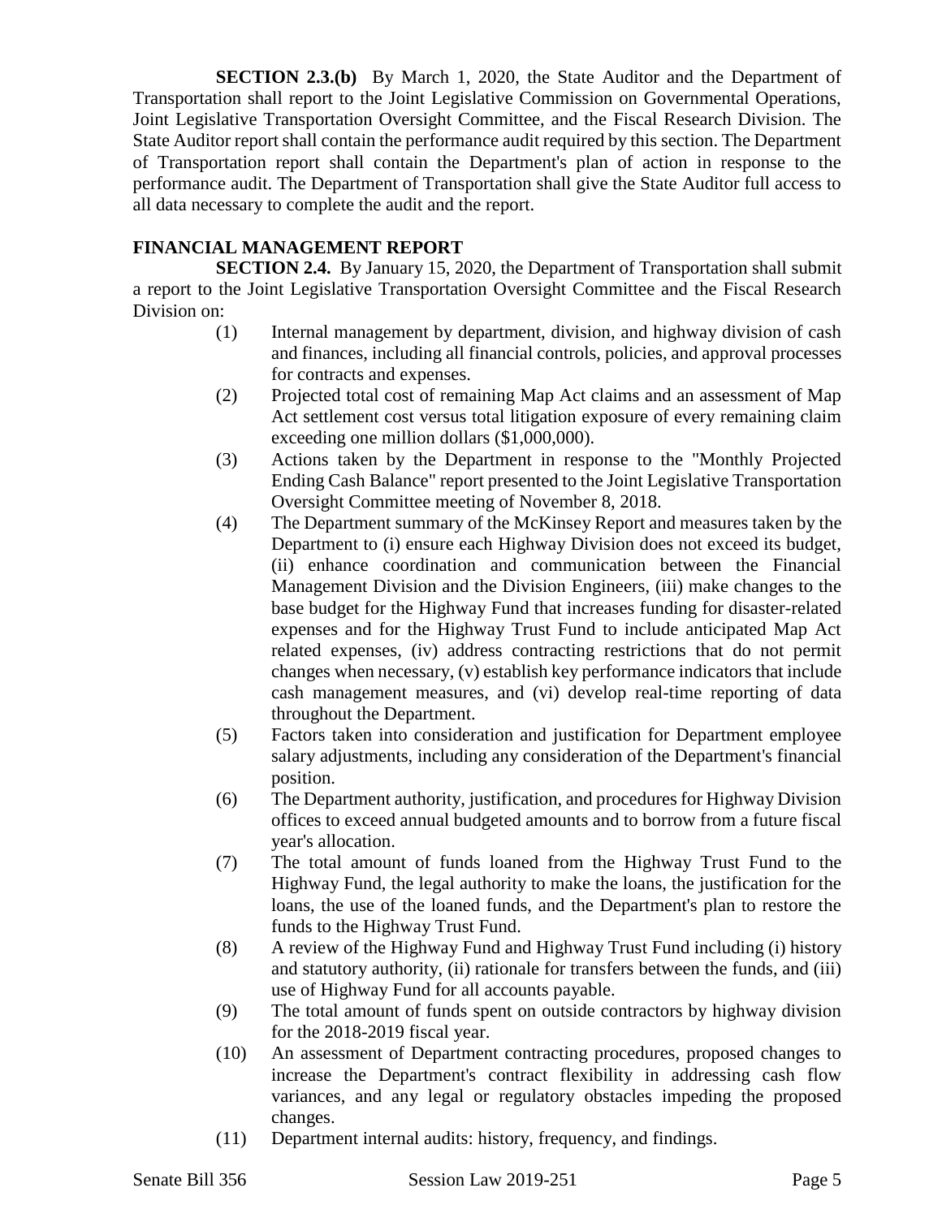**SECTION 2.3.(b)** By March 1, 2020, the State Auditor and the Department of Transportation shall report to the Joint Legislative Commission on Governmental Operations, Joint Legislative Transportation Oversight Committee, and the Fiscal Research Division. The State Auditor report shall contain the performance audit required by this section. The Department of Transportation report shall contain the Department's plan of action in response to the performance audit. The Department of Transportation shall give the State Auditor full access to all data necessary to complete the audit and the report.

**FINANCIAL MANAGEMENT REPORT**

**SECTION 2.4.** By January 15, 2020, the Department of Transportation shall submit a report to the Joint Legislative Transportation Oversight Committee and the Fiscal Research Division on:

(1) Internal management by department, division, and highway division of cash and finances, including all financial controls, policies, and approval processes for contracts and expenses.

(2) Projected total cost of remaining Map Act claims and an assessment of Map Act settlement cost versus total litigation exposure of every remaining claim exceeding one million dollars ($1,000,000).

(3) Actions taken by the Department in response to the "Monthly Projected Ending Cash Balance" report presented to the Joint Legislative Transportation Oversight Committee meeting of November 8, 2018.

(4) The Department summary of the McKinsey Report and measures taken by the Department to (i) ensure each Highway Division does not exceed its budget, (ii) enhance coordination and communication between the Financial Management Division and the Division Engineers, (iii) make changes to the base budget for the Highway Fund that increases funding for disaster-related expenses and for the Highway Trust Fund to include anticipated Map Act related expenses, (iv) address contracting restrictions that do not permit changes when necessary, (v) establish key performance indicators that include cash management measures, and (vi) develop real-time reporting of data throughout the Department.

(5) Factors taken into consideration and justification for Department employee salary adjustments, including any consideration of the Department's financial position.

(6) The Department authority, justification, and procedures for Highway Division offices to exceed annual budgeted amounts and to borrow from a future fiscal year's allocation.

(7) The total amount of funds loaned from the Highway Trust Fund to the Highway Fund, the legal authority to make the loans, the justification for the loans, the use of the loaned funds, and the Department's plan to restore the funds to the Highway Trust Fund.

(8) A review of the Highway Fund and Highway Trust Fund including (i) history and statutory authority, (ii) rationale for transfers between the funds, and (iii) use of Highway Fund for all accounts payable.

(9) The total amount of funds spent on outside contractors by highway division for the 2018-2019 fiscal year.

(10) An assessment of Department contracting procedures, proposed changes to increase the Department's contract flexibility in addressing cash flow variances, and any legal or regulatory obstacles impeding the proposed changes.

(11) Department internal audits: history, frequency, and findings.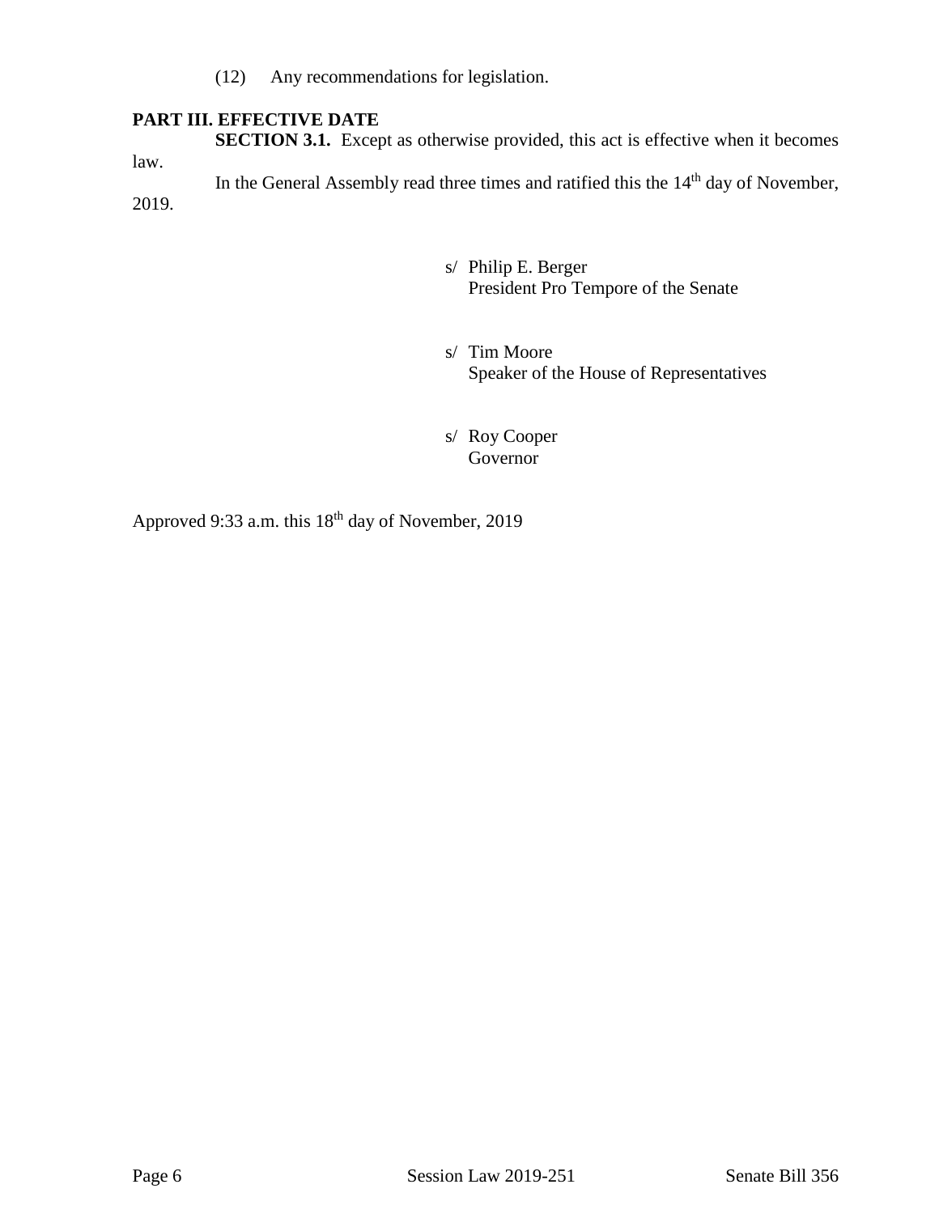(12) Any recommendations for legislation.

**PART III. EFFECTIVE DATE**

**SECTION 3.1.** Except as otherwise provided, this act is effective when it becomes law.

In the General Assembly read three times and ratified this the 14th day of November, 2019.

s/ Philip E. Berger
President Pro Tempore of the Senate

s/ Tim Moore
Speaker of the House of Representatives

s/ Roy Cooper
Governor

Approved 9:33 a.m. this 18th day of November, 2019